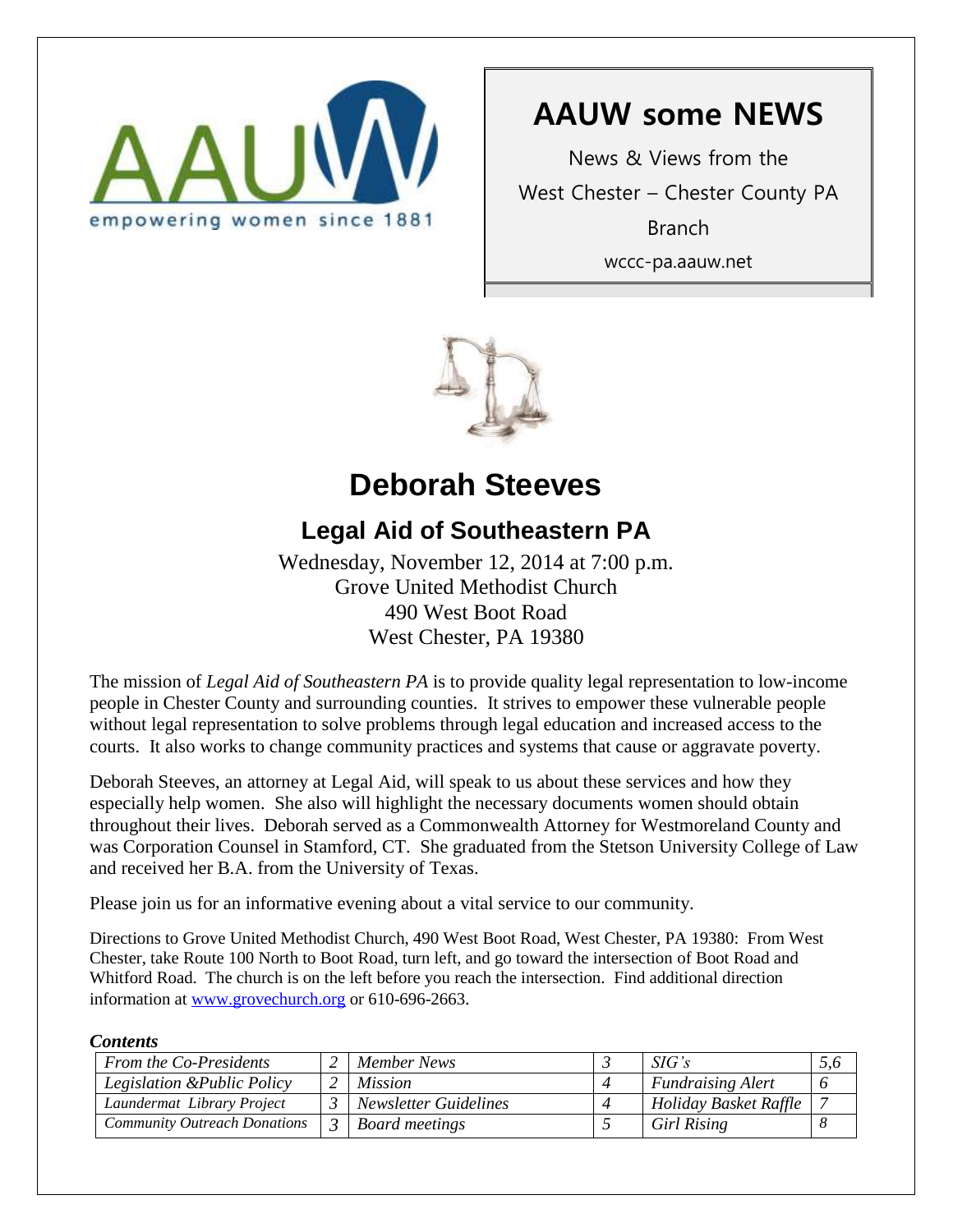empowering women since 1881

# AAUW some NEWS

News & Views from the

West Chester – Chester County PA

Branch

wccc-pa.aauw.net

# Deborah Steeves

## Legal Aid of Southeastern PA

Wednesday, November 12, 2014 at 7:00 p.m.
Grove United Methodist Church
490 West Boot Road
West Chester, PA 19380

The mission of *Legal Aid of Southeastern PA* is to provide quality legal representation to low-income people in Chester County and surrounding counties. It strives to empower these vulnerable people without legal representation to solve problems through legal education and increased access to the courts. It also works to change community practices and systems that cause or aggravate poverty.

Deborah Steeves, an attorney at Legal Aid, will speak to us about these services and how they especially help women. She also will highlight the necessary documents women should obtain throughout their lives. Deborah served as a Commonwealth Attorney for Westmoreland County and was Corporation Counsel in Stamford, CT. She graduated from the Stetson University College of Law and received her B.A. from the University of Texas.

Please join us for an informative evening about a vital service to our community.

Directions to Grove United Methodist Church, 490 West Boot Road, West Chester, PA 19380: From West Chester, take Route 100 North to Boot Road, turn left, and go toward the intersection of Boot Road and Whitford Road. The church is on the left before you reach the intersection. Find additional direction information at [www.grovechurch.org](http://www.grovechurch.org) or 610-696-2663.

***Contents***

| | | | | | |
|---|---|---|---|---|---|
| *From the Co-Presidents* | *2* | *Member News* | *3* | *SIG's* | *5,6* |
| *Legislation &Public Policy* | *2* | *Mission* | *4* | *Fundraising Alert* | *6* |
| *Laundermat Library Project* | *3* | *Newsletter Guidelines* | *4* | *Holiday Basket Raffle* | *7* |
| *Community Outreach Donations* | *3* | *Board meetings* | *5* | *Girl Rising* | *8* |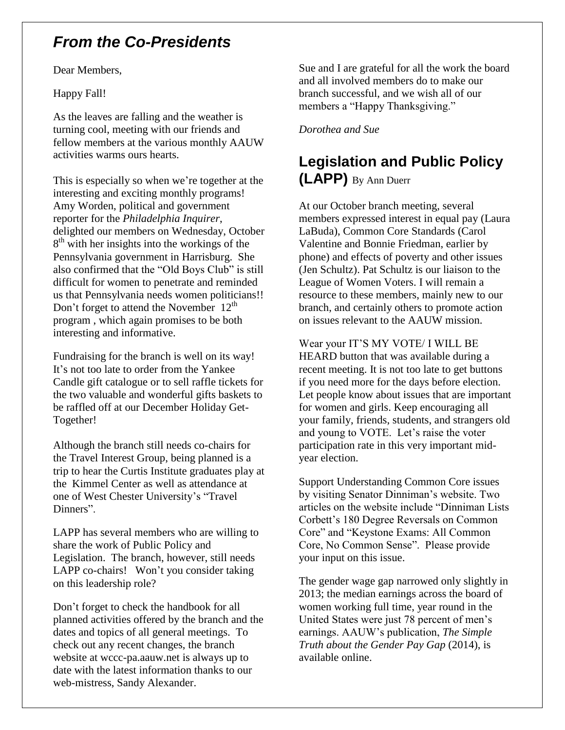## *From the Co-Presidents*

Dear Members,

Happy Fall!

As the leaves are falling and the weather is turning cool, meeting with our friends and fellow members at the various monthly AAUW activities warms ours hearts.

This is especially so when we're together at the interesting and exciting monthly programs! Amy Worden, political and government reporter for the *Philadelphia Inquirer*, delighted our members on Wednesday, October 8th with her insights into the workings of the Pennsylvania government in Harrisburg. She also confirmed that the "Old Boys Club" is still difficult for women to penetrate and reminded us that Pennsylvania needs women politicians!! Don't forget to attend the November 12th program , which again promises to be both interesting and informative.

Fundraising for the branch is well on its way! It's not too late to order from the Yankee Candle gift catalogue or to sell raffle tickets for the two valuable and wonderful gifts baskets to be raffled off at our December Holiday Get-Together!

Although the branch still needs co-chairs for the Travel Interest Group, being planned is a trip to hear the Curtis Institute graduates play at the Kimmel Center as well as attendance at one of West Chester University's "Travel Dinners".

LAPP has several members who are willing to share the work of Public Policy and Legislation. The branch, however, still needs LAPP co-chairs! Won't you consider taking on this leadership role?

Don't forget to check the handbook for all planned activities offered by the branch and the dates and topics of all general meetings. To check out any recent changes, the branch website at wccc-pa.aauw.net is always up to date with the latest information thanks to our web-mistress, Sandy Alexander.

Sue and I are grateful for all the work the board and all involved members do to make our branch successful, and we wish all of our members a "Happy Thanksgiving."

*Dorothea and Sue*

## Legislation and Public Policy (LAPP) By Ann Duerr

At our October branch meeting, several members expressed interest in equal pay (Laura LaBuda), Common Core Standards (Carol Valentine and Bonnie Friedman, earlier by phone) and effects of poverty and other issues (Jen Schultz). Pat Schultz is our liaison to the League of Women Voters. I will remain a resource to these members, mainly new to our branch, and certainly others to promote action on issues relevant to the AAUW mission.

Wear your IT'S MY VOTE/ I WILL BE HEARD button that was available during a recent meeting. It is not too late to get buttons if you need more for the days before election. Let people know about issues that are important for women and girls. Keep encouraging all your family, friends, students, and strangers old and young to VOTE. Let's raise the voter participation rate in this very important mid-year election.

Support Understanding Common Core issues by visiting Senator Dinniman's website. Two articles on the website include "Dinniman Lists Corbett's 180 Degree Reversals on Common Core" and "Keystone Exams: All Common Core, No Common Sense". Please provide your input on this issue.

The gender wage gap narrowed only slightly in 2013; the median earnings across the board of women working full time, year round in the United States were just 78 percent of men's earnings. AAUW's publication, *The Simple Truth about the Gender Pay Gap* (2014), is available online.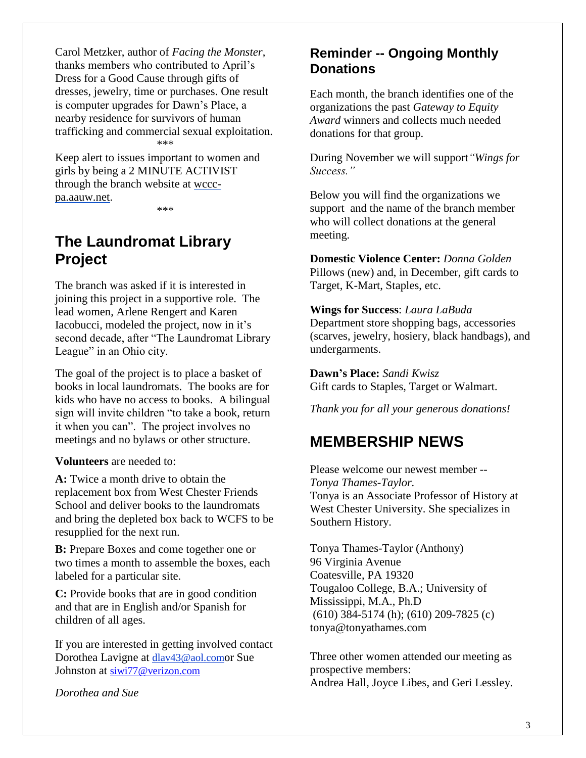Carol Metzker, author of *Facing the Monster*, thanks members who contributed to April's Dress for a Good Cause through gifts of dresses, jewelry, time or purchases. One result is computer upgrades for Dawn's Place, a nearby residence for survivors of human trafficking and commercial sexual exploitation.

\*\*\*

Keep alert to issues important to women and girls by being a 2 MINUTE ACTIVIST through the branch website at wccc-pa.aauw.net.

\*\*\*

## The Laundromat Library Project

The branch was asked if it is interested in joining this project in a supportive role. The lead women, Arlene Rengert and Karen Iacobucci, modeled the project, now in it's second decade, after "The Laundromat Library League" in an Ohio city.

The goal of the project is to place a basket of books in local laundromats. The books are for kids who have no access to books. A bilingual sign will invite children "to take a book, return it when you can". The project involves no meetings and no bylaws or other structure.

**Volunteers** are needed to:

**A:** Twice a month drive to obtain the replacement box from West Chester Friends School and deliver books to the laundromats and bring the depleted box back to WCFS to be resupplied for the next run.

**B:** Prepare Boxes and come together one or two times a month to assemble the boxes, each labeled for a particular site.

**C:** Provide books that are in good condition and that are in English and/or Spanish for children of all ages.

If you are interested in getting involved contact Dorothea Lavigne at dlav43@aol.comor Sue Johnston at siwi77@verizon.com

*Dorothea and Sue*

## Reminder -- Ongoing Monthly Donations

Each month, the branch identifies one of the organizations the past *Gateway to Equity Award* winners and collects much needed donations for that group.

During November we will support *"Wings for Success."*

Below you will find the organizations we support and the name of the branch member who will collect donations at the general meeting.

**Domestic Violence Center:** *Donna Golden*
Pillows (new) and, in December, gift cards to Target, K-Mart, Staples, etc.

**Wings for Success**: *Laura LaBuda*
Department store shopping bags, accessories (scarves, jewelry, hosiery, black handbags), and undergarments.

**Dawn's Place:** *Sandi Kwisz*
Gift cards to Staples, Target or Walmart.

*Thank you for all your generous donations!*

## MEMBERSHIP NEWS

Please welcome our newest member -- *Tonya Thames-Taylor.*
Tonya is an Associate Professor of History at West Chester University. She specializes in Southern History.

Tonya Thames-Taylor (Anthony)
96 Virginia Avenue
Coatesville, PA 19320
Tougaloo College, B.A.; University of Mississippi, M.A., Ph.D
(610) 384-5174 (h); (610) 209-7825 (c)
tonya@tonyathames.com

Three other women attended our meeting as prospective members:
Andrea Hall, Joyce Libes, and Geri Lessley.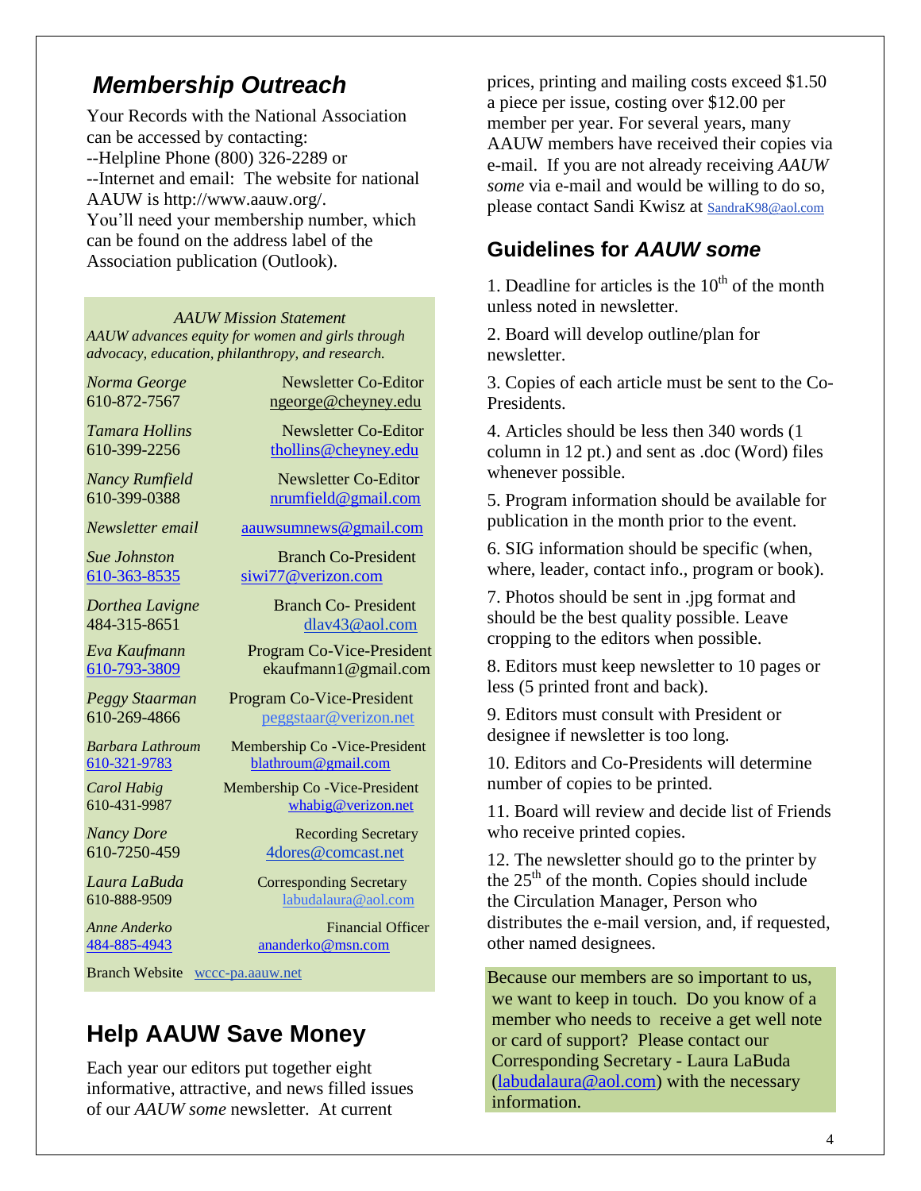## *Membership Outreach*

Your Records with the National Association can be accessed by contacting:
--Helpline Phone (800) 326-2289 or
--Internet and email: The website for national AAUW is http://www.aauw.org/.
You'll need your membership number, which can be found on the address label of the Association publication (Outlook).

*AAUW Mission Statement*
*AAUW advances equity for women and girls through advocacy, education, philanthropy, and research.*

| | |
|---|---|
| *Norma George* 610-872-7567 | Newsletter Co-Editor ngeorge@cheyney.edu |
| *Tamara Hollins* 610-399-2256 | Newsletter Co-Editor thollins@cheyney.edu |
| *Nancy Rumfield* 610-399-0388 | Newsletter Co-Editor nrumfield@gmail.com |
| *Newsletter email* | aauwsumnews@gmail.com |
| *Sue Johnston* 610-363-8535 | Branch Co-President siwi77@verizon.com |
| *Dorthea Lavigne* 484-315-8651 | Branch Co- President dlav43@aol.com |
| *Eva Kaufmann* 610-793-3809 | Program Co-Vice-President ekaufmann1@gmail.com |
| *Peggy Staarman* 610-269-4866 | Program Co-Vice-President peggstaar@verizon.net |
| *Barbara Lathroum* 610-321-9783 | Membership Co -Vice-President blathroum@gmail.com |
| *Carol Habig* 610-431-9987 | Membership Co -Vice-President whabig@verizon.net |
| *Nancy Dore* 610-7250-459 | Recording Secretary 4dores@comcast.net |
| *Laura LaBuda* 610-888-9509 | Corresponding Secretary labudalaura@aol.com |
| *Anne Anderko* 484-885-4943 | Financial Officer ananderko@msn.com |

Branch Website wccc-pa.aauw.net

## Help AAUW Save Money

Each year our editors put together eight informative, attractive, and news filled issues of our *AAUW some* newsletter. At current prices, printing and mailing costs exceed $1.50 a piece per issue, costing over $12.00 per member per year. For several years, many AAUW members have received their copies via e-mail. If you are not already receiving *AAUW some* via e-mail and would be willing to do so, please contact Sandi Kwisz at SandraK98@aol.com

## Guidelines for *AAUW some*

1. Deadline for articles is the 10th of the month unless noted in newsletter.
2. Board will develop outline/plan for newsletter.
3. Copies of each article must be sent to the Co-Presidents.
4. Articles should be less then 340 words (1 column in 12 pt.) and sent as .doc (Word) files whenever possible.
5. Program information should be available for publication in the month prior to the event.
6. SIG information should be specific (when, where, leader, contact info., program or book).
7. Photos should be sent in .jpg format and should be the best quality possible. Leave cropping to the editors when possible.
8. Editors must keep newsletter to 10 pages or less (5 printed front and back).
9. Editors must consult with President or designee if newsletter is too long.
10. Editors and Co-Presidents will determine number of copies to be printed.
11. Board will review and decide list of Friends who receive printed copies.
12. The newsletter should go to the printer by the 25th of the month. Copies should include the Circulation Manager, Person who distributes the e-mail version, and, if requested, other named designees.

Because our members are so important to us, we want to keep in touch. Do you know of a member who needs to receive a get well note or card of support? Please contact our Corresponding Secretary - Laura LaBuda (labudalaura@aol.com) with the necessary information.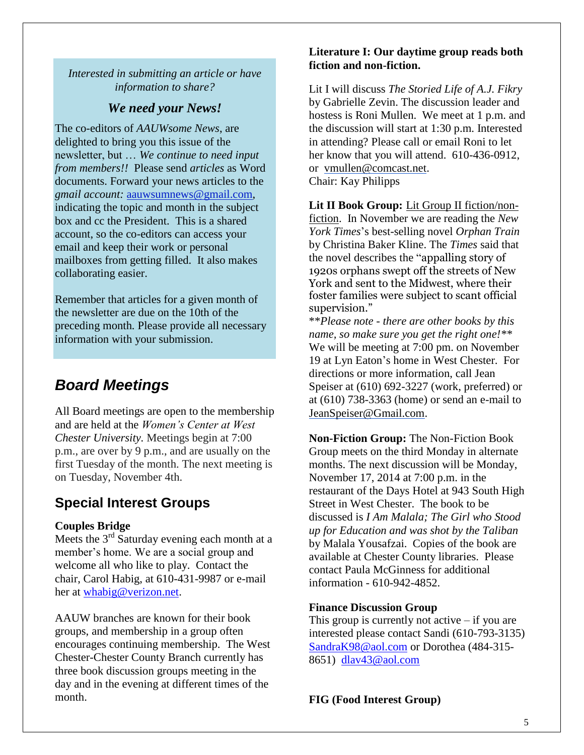*Interested in submitting an article or have information to share?*

***We need your News!***

The co-editors of *AAUWsome News*, are delighted to bring you this issue of the newsletter, but … *We continue to need input from members!!* Please send *articles* as Word documents. Forward your news articles to the *gmail account:* aauwsumnews@gmail.com, indicating the topic and month in the subject box and cc the President. This is a shared account, so the co-editors can access your email and keep their work or personal mailboxes from getting filled. It also makes collaborating easier.

Remember that articles for a given month of the newsletter are due on the 10th of the preceding month. Please provide all necessary information with your submission.

## *Board Meetings*

All Board meetings are open to the membership and are held at the *Women's Center at West Chester University.* Meetings begin at 7:00 p.m., are over by 9 p.m., and are usually on the first Tuesday of the month. The next meeting is on Tuesday, November 4th.

## Special Interest Groups

**Couples Bridge**

Meets the 3rd Saturday evening each month at a member's home. We are a social group and welcome all who like to play. Contact the chair, Carol Habig, at 610-431-9987 or e-mail her at whabig@verizon.net.

AAUW branches are known for their book groups, and membership in a group often encourages continuing membership. The West Chester-Chester County Branch currently has three book discussion groups meeting in the day and in the evening at different times of the month.

**Literature I: Our daytime group reads both fiction and non-fiction.**

Lit I will discuss *The Storied Life of A.J. Fikry* by Gabrielle Zevin. The discussion leader and hostess is Roni Mullen. We meet at 1 p.m. and the discussion will start at 1:30 p.m. Interested in attending? Please call or email Roni to let her know that you will attend. 610-436-0912, or vmullen@comcast.net.
Chair: Kay Philipps

**Lit II Book Group:** Lit Group II fiction/non-fiction. In November we are reading the *New York Times*'s best-selling novel *Orphan Train* by Christina Baker Kline. The *Times* said that the novel describes the "appalling story of 1920s orphans swept off the streets of New York and sent to the Midwest, where their foster families were subject to scant official supervision."
*\*\*Please note - there are other books by this name, so make sure you get the right one!\*\**
We will be meeting at 7:00 pm. on November 19 at Lyn Eaton's home in West Chester. For directions or more information, call Jean Speiser at (610) 692-3227 (work, preferred) or at (610) 738-3363 (home) or send an e-mail to JeanSpeiser@Gmail.com.

**Non-Fiction Group:** The Non-Fiction Book Group meets on the third Monday in alternate months. The next discussion will be Monday, November 17, 2014 at 7:00 p.m. in the restaurant of the Days Hotel at 943 South High Street in West Chester. The book to be discussed is *I Am Malala; The Girl who Stood up for Education and was shot by the Taliban* by Malala Yousafzai. Copies of the book are available at Chester County libraries. Please contact Paula McGinness for additional information - 610-942-4852.

**Finance Discussion Group**

This group is currently not active – if you are interested please contact Sandi (610-793-3135) SandraK98@aol.com or Dorothea (484-315-8651) dlav43@aol.com

**FIG (Food Interest Group)**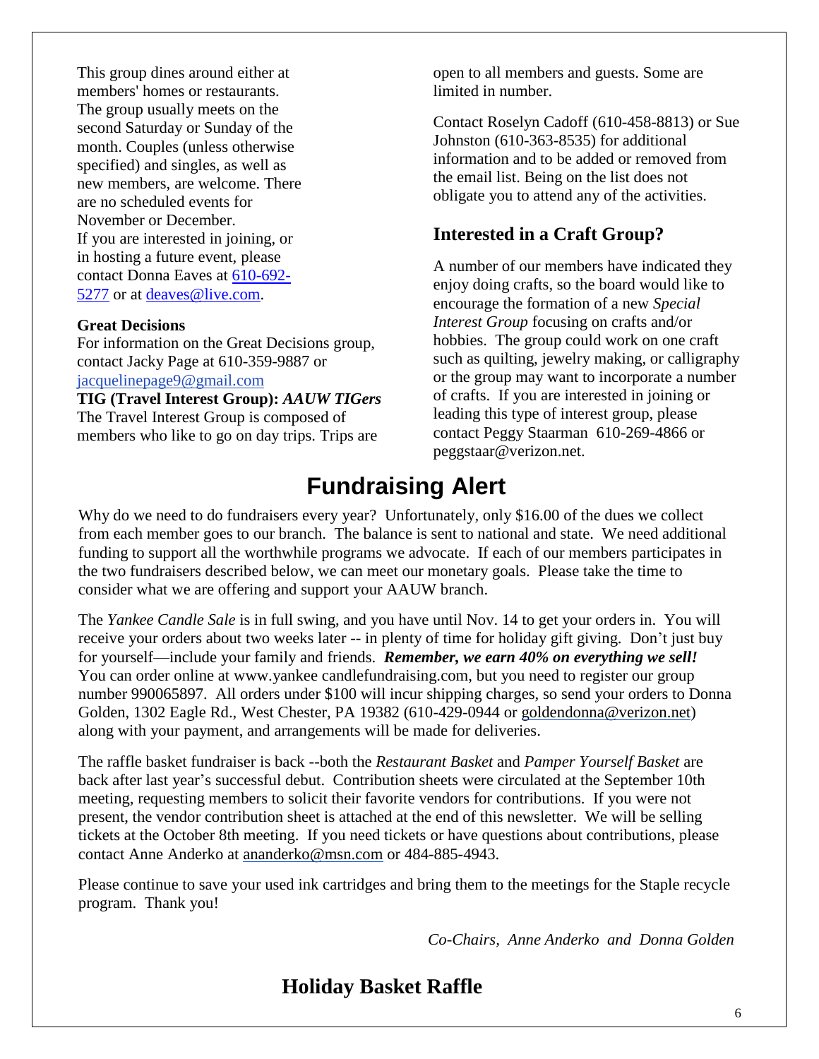This group dines around either at members' homes or restaurants. The group usually meets on the second Saturday or Sunday of the month. Couples (unless otherwise specified) and singles, as well as new members, are welcome. There are no scheduled events for November or December.
If you are interested in joining, or in hosting a future event, please contact Donna Eaves at 610-692-5277 or at deaves@live.com.

**Great Decisions**
For information on the Great Decisions group, contact Jacky Page at 610-359-9887 or jacquelinepage9@gmail.com

**TIG (Travel Interest Group):** ***AAUW TIGers***
The Travel Interest Group is composed of members who like to go on day trips. Trips are open to all members and guests. Some are limited in number.

Contact Roselyn Cadoff (610-458-8813) or Sue Johnston (610-363-8535) for additional information and to be added or removed from the email list. Being on the list does not obligate you to attend any of the activities.

## Interested in a Craft Group?

A number of our members have indicated they enjoy doing crafts, so the board would like to encourage the formation of a new *Special Interest Group* focusing on crafts and/or hobbies. The group could work on one craft such as quilting, jewelry making, or calligraphy or the group may want to incorporate a number of crafts. If you are interested in joining or leading this type of interest group, please contact Peggy Staarman 610-269-4866 or peggstaar@verizon.net.

# Fundraising Alert

Why do we need to do fundraisers every year? Unfortunately, only $16.00 of the dues we collect from each member goes to our branch. The balance is sent to national and state. We need additional funding to support all the worthwhile programs we advocate. If each of our members participates in the two fundraisers described below, we can meet our monetary goals. Please take the time to consider what we are offering and support your AAUW branch.

The *Yankee Candle Sale* is in full swing, and you have until Nov. 14 to get your orders in. You will receive your orders about two weeks later -- in plenty of time for holiday gift giving. Don't just buy for yourself—include your family and friends. ***Remember, we earn 40% on everything we sell!*** You can order online at www.yankee candlefundraising.com, but you need to register our group number 990065897. All orders under $100 will incur shipping charges, so send your orders to Donna Golden, 1302 Eagle Rd., West Chester, PA 19382 (610-429-0944 or goldendonna@verizon.net) along with your payment, and arrangements will be made for deliveries.

The raffle basket fundraiser is back --both the *Restaurant Basket* and *Pamper Yourself Basket* are back after last year's successful debut. Contribution sheets were circulated at the September 10th meeting, requesting members to solicit their favorite vendors for contributions. If you were not present, the vendor contribution sheet is attached at the end of this newsletter. We will be selling tickets at the October 8th meeting. If you need tickets or have questions about contributions, please contact Anne Anderko at ananderko@msn.com or 484-885-4943.

Please continue to save your used ink cartridges and bring them to the meetings for the Staple recycle program. Thank you!

*Co-Chairs, Anne Anderko and Donna Golden*

## Holiday Basket Raffle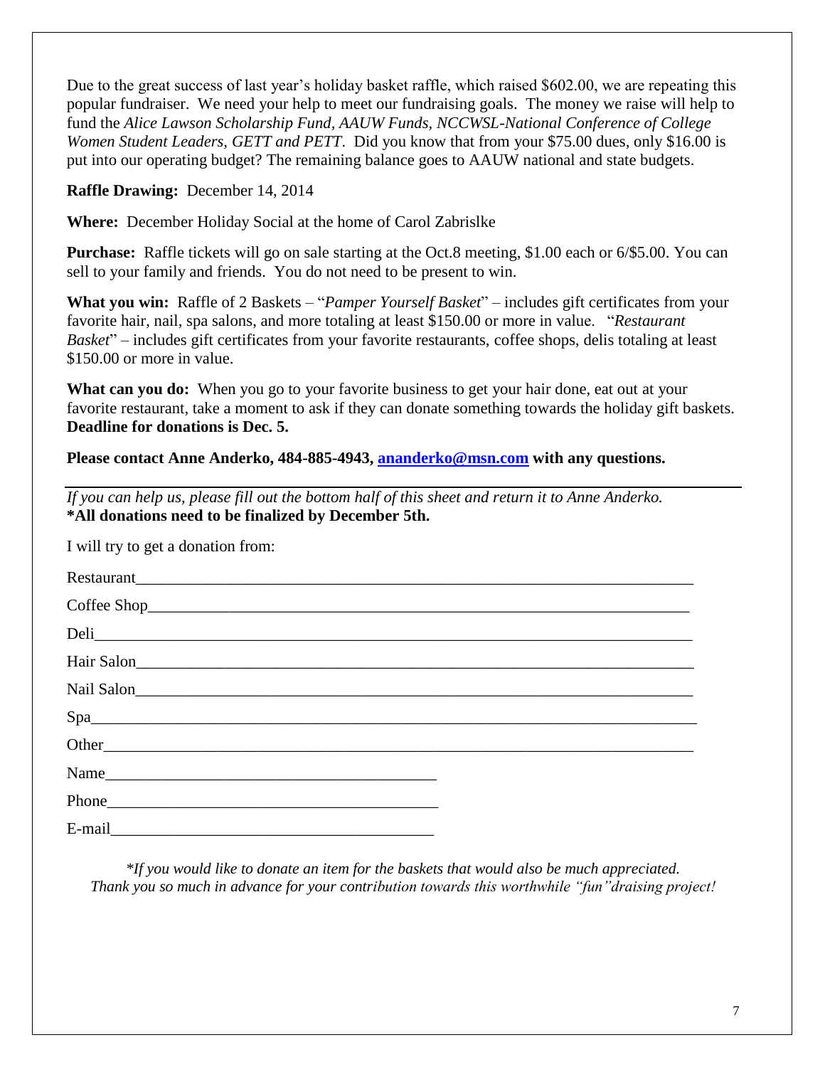Due to the great success of last year's holiday basket raffle, which raised $602.00, we are repeating this popular fundraiser. We need your help to meet our fundraising goals. The money we raise will help to fund the *Alice Lawson Scholarship Fund, AAUW Funds, NCCWSL-National Conference of College Women Student Leaders, GETT and PETT*. Did you know that from your $75.00 dues, only $16.00 is put into our operating budget? The remaining balance goes to AAUW national and state budgets.

**Raffle Drawing:** December 14, 2014

**Where:** December Holiday Social at the home of Carol Zabrislke

**Purchase:** Raffle tickets will go on sale starting at the Oct.8 meeting, $1.00 each or 6/$5.00. You can sell to your family and friends. You do not need to be present to win.

**What you win:** Raffle of 2 Baskets – "*Pamper Yourself Basket*" – includes gift certificates from your favorite hair, nail, spa salons, and more totaling at least $150.00 or more in value. "*Restaurant Basket*" – includes gift certificates from your favorite restaurants, coffee shops, delis totaling at least $150.00 or more in value.

**What can you do:** When you go to your favorite business to get your hair done, eat out at your favorite restaurant, take a moment to ask if they can donate something towards the holiday gift baskets. **Deadline for donations is Dec. 5.**

**Please contact Anne Anderko, 484-885-4943, [ananderko@msn.com](mailto:ananderko@msn.com) with any questions.**

---

*If you can help us, please fill out the bottom half of this sheet and return it to Anne Anderko.*
**\*All donations need to be finalized by December 5th.**

I will try to get a donation from:

Restaurant____________________________________________

Coffee Shop___________________________________________

Deli__________________________________________________

Hair Salon____________________________________________

Nail Salon____________________________________________

Spa__________________________________________________

Other________________________________________________

Name_________________________

Phone_________________________

E-mail________________________

*\*If you would like to donate an item for the baskets that would also be much appreciated.*
*Thank you so much in advance for your contribution towards this worthwhile "fun"draising project!*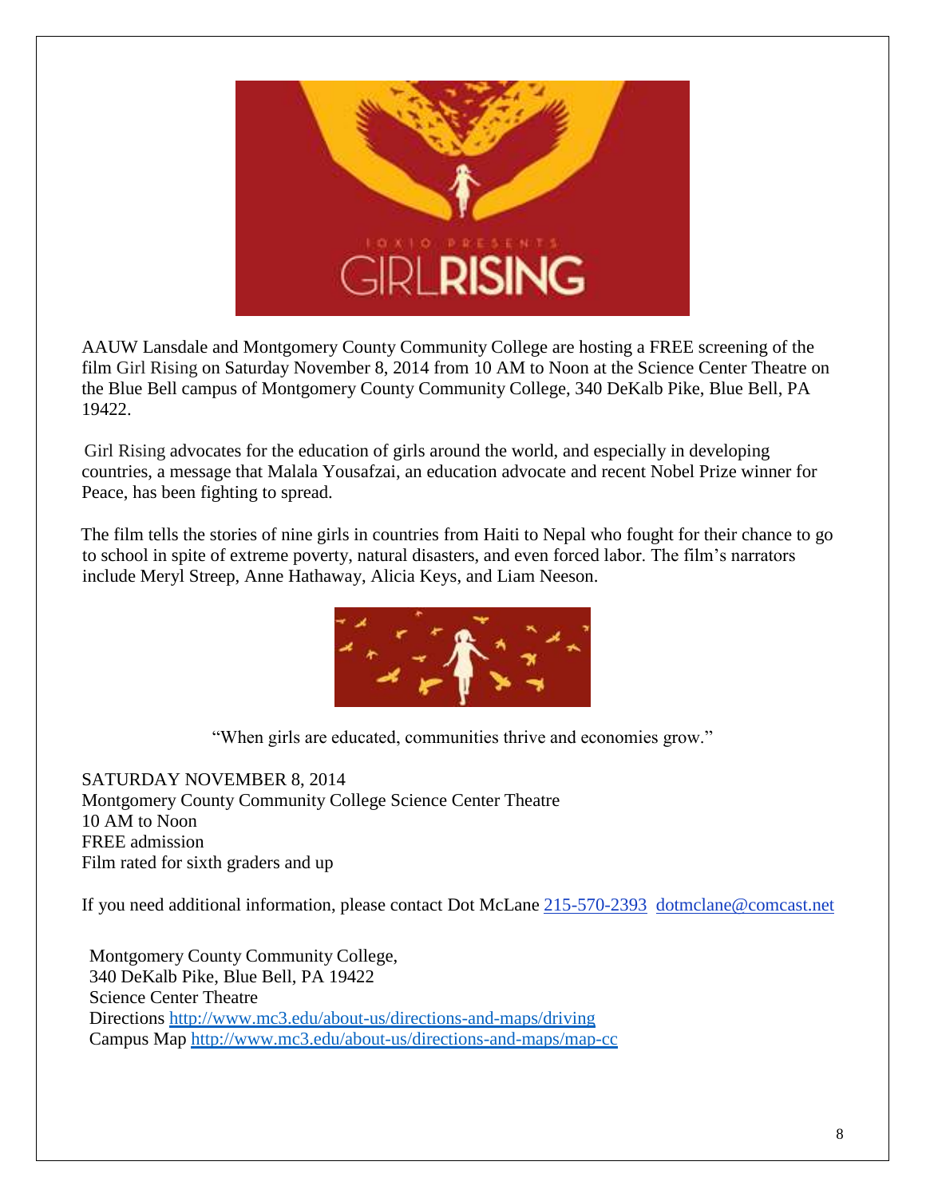AAUW Lansdale and Montgomery County Community College are hosting a FREE screening of the film Girl Rising on Saturday November 8, 2014 from 10 AM to Noon at the Science Center Theatre on the Blue Bell campus of Montgomery County Community College, 340 DeKalb Pike, Blue Bell, PA 19422.

Girl Rising advocates for the education of girls around the world, and especially in developing countries, a message that Malala Yousafzai, an education advocate and recent Nobel Prize winner for Peace, has been fighting to spread.

The film tells the stories of nine girls in countries from Haiti to Nepal who fought for their chance to go to school in spite of extreme poverty, natural disasters, and even forced labor. The film's narrators include Meryl Streep, Anne Hathaway, Alicia Keys, and Liam Neeson.

"When girls are educated, communities thrive and economies grow."

SATURDAY NOVEMBER 8, 2014
Montgomery County Community College Science Center Theatre
10 AM to Noon
FREE admission
Film rated for sixth graders and up

If you need additional information, please contact Dot McLane 215-570-2393 dotmclane@comcast.net

Montgomery County Community College,
340 DeKalb Pike, Blue Bell, PA 19422
Science Center Theatre
Directions http://www.mc3.edu/about-us/directions-and-maps/driving
Campus Map http://www.mc3.edu/about-us/directions-and-maps/map-cc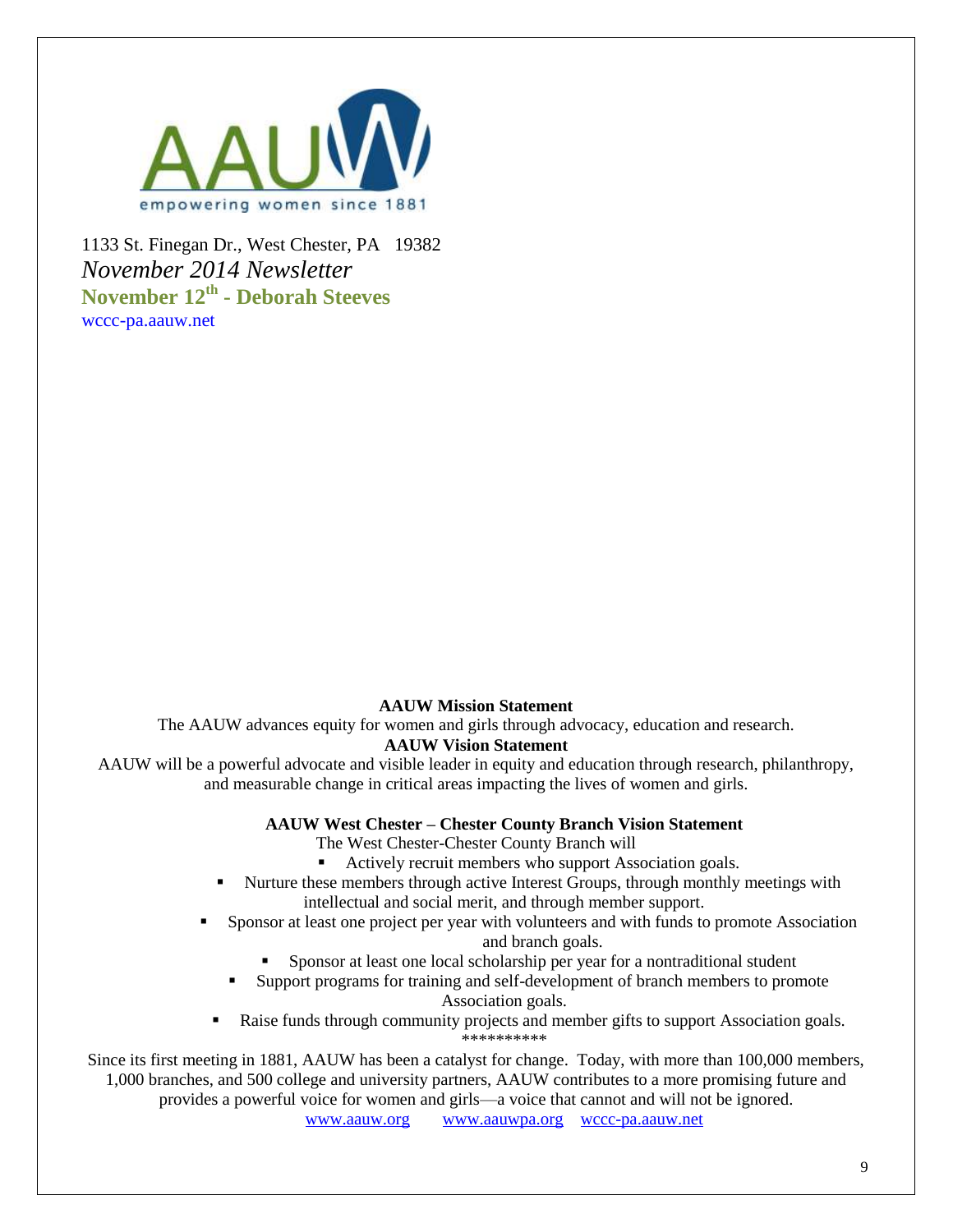AAUW

empowering women since 1881

1133 St. Finegan Dr., West Chester, PA 19382

*November 2014 Newsletter*

**November 12th - Deborah Steeves**

wccc-pa.aauw.net

**AAUW Mission Statement**

The AAUW advances equity for women and girls through advocacy, education and research.

**AAUW Vision Statement**

AAUW will be a powerful advocate and visible leader in equity and education through research, philanthropy, and measurable change in critical areas impacting the lives of women and girls.

**AAUW West Chester – Chester County Branch Vision Statement**

The West Chester-Chester County Branch will

- Actively recruit members who support Association goals.
- Nurture these members through active Interest Groups, through monthly meetings with intellectual and social merit, and through member support.
- Sponsor at least one project per year with volunteers and with funds to promote Association and branch goals.
- Sponsor at least one local scholarship per year for a nontraditional student
- Support programs for training and self-development of branch members to promote Association goals.
- Raise funds through community projects and member gifts to support Association goals.

**********

Since its first meeting in 1881, AAUW has been a catalyst for change. Today, with more than 100,000 members, 1,000 branches, and 500 college and university partners, AAUW contributes to a more promising future and provides a powerful voice for women and girls—a voice that cannot and will not be ignored.

www.aauw.org www.aauwpa.org wccc-pa.aauw.net